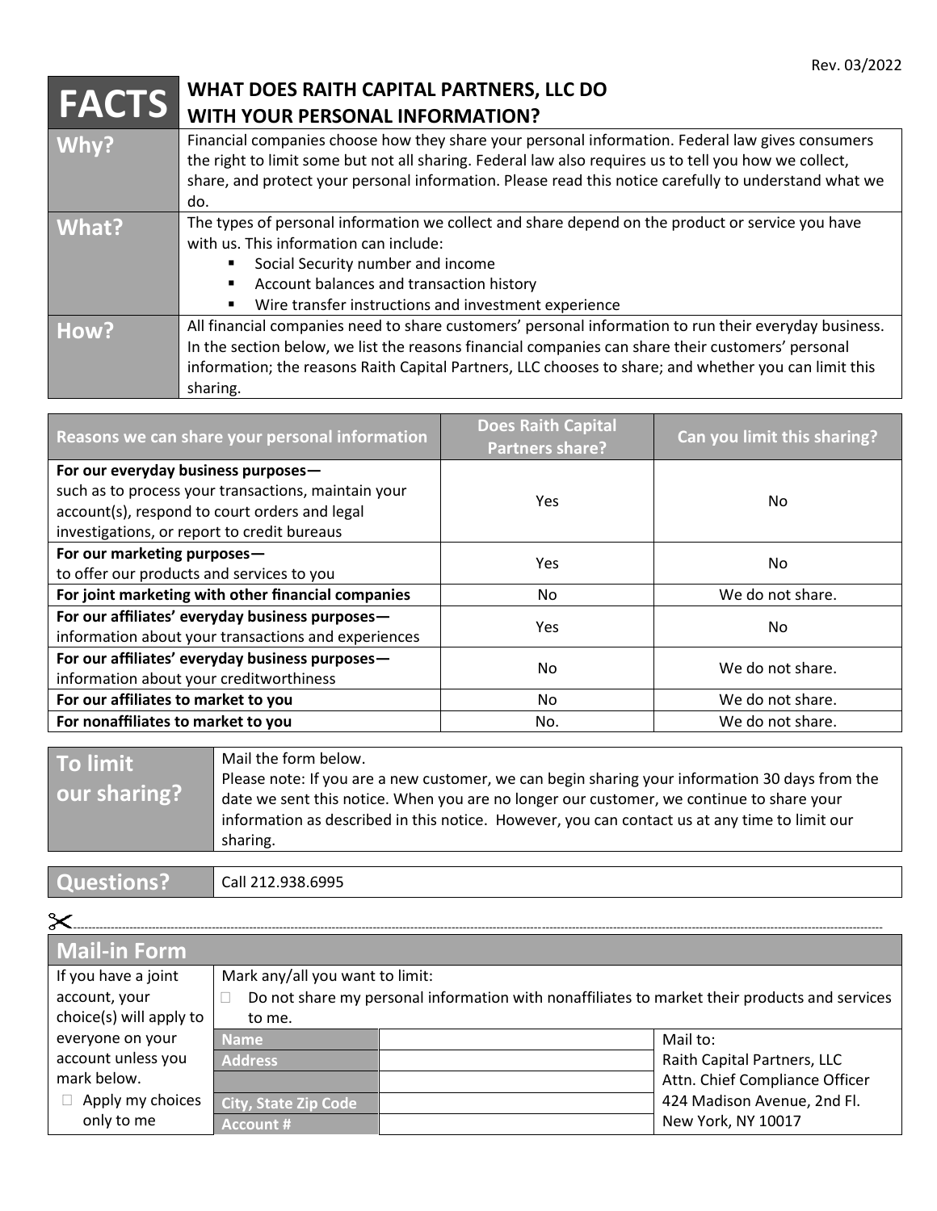Rev. 03/2022

| FACTS | WHAT DOES RAITH CAPITAL PARTNERS, LLC DO WITH YOUR PERSONAL INFORMATION? |
| --- | --- |
| **Why?** | Financial companies choose how they share your personal information. Federal law gives consumers the right to limit some but not all sharing. Federal law also requires us to tell you how we collect, share, and protect your personal information. Please read this notice carefully to understand what we do. |
| **What?** | The types of personal information we collect and share depend on the product or service you have with us. This information can include:<br>▪ Social Security number and income<br>▪ Account balances and transaction history<br>▪ Wire transfer instructions and investment experience |
| **How?** | All financial companies need to share customers' personal information to run their everyday business. In the section below, we list the reasons financial companies can share their customers' personal information; the reasons Raith Capital Partners, LLC chooses to share; and whether you can limit this sharing. |

| Reasons we can share your personal information | Does Raith Capital Partners share? | Can you limit this sharing? |
| --- | --- | --- |
| **For our everyday business purposes—** such as to process your transactions, maintain your account(s), respond to court orders and legal investigations, or report to credit bureaus | Yes | No |
| **For our marketing purposes—** to offer our products and services to you | Yes | No |
| **For joint marketing with other financial companies** | No | We do not share. |
| **For our affiliates' everyday business purposes—** information about your transactions and experiences | Yes | No |
| **For our affiliates' everyday business purposes—** information about your creditworthiness | No | We do not share. |
| **For our affiliates to market to you** | No | We do not share. |
| **For nonaffiliates to market to you** | No. | We do not share. |

| To limit our sharing? | Mail the form below.<br>Please note: If you are a new customer, we can begin sharing your information 30 days from the date we sent this notice. When you are no longer our customer, we continue to share your information as described in this notice. However, you can contact us at any time to limit our sharing. |
| --- | --- |

| Questions? | Call 212.938.6995 |
| --- | --- |

✂------------------------------------------------------------

## Mail-in Form

| | | | |
| --- | --- | --- | --- |
| If you have a joint account, your choice(s) will apply to everyone on your account unless you mark below.<br>☐ Apply my choices only to me | Mark any/all you want to limit:<br>☐ Do not share my personal information with nonaffiliates to market their products and services to me. | | |
| | **Name** | | Mail to:<br>Raith Capital Partners, LLC<br>Attn. Chief Compliance Officer<br>424 Madison Avenue, 2nd Fl.<br>New York, NY 10017 |
| | **Address** | | |
| | | | |
| | **City, State Zip Code** | | |
| | **Account #** | | |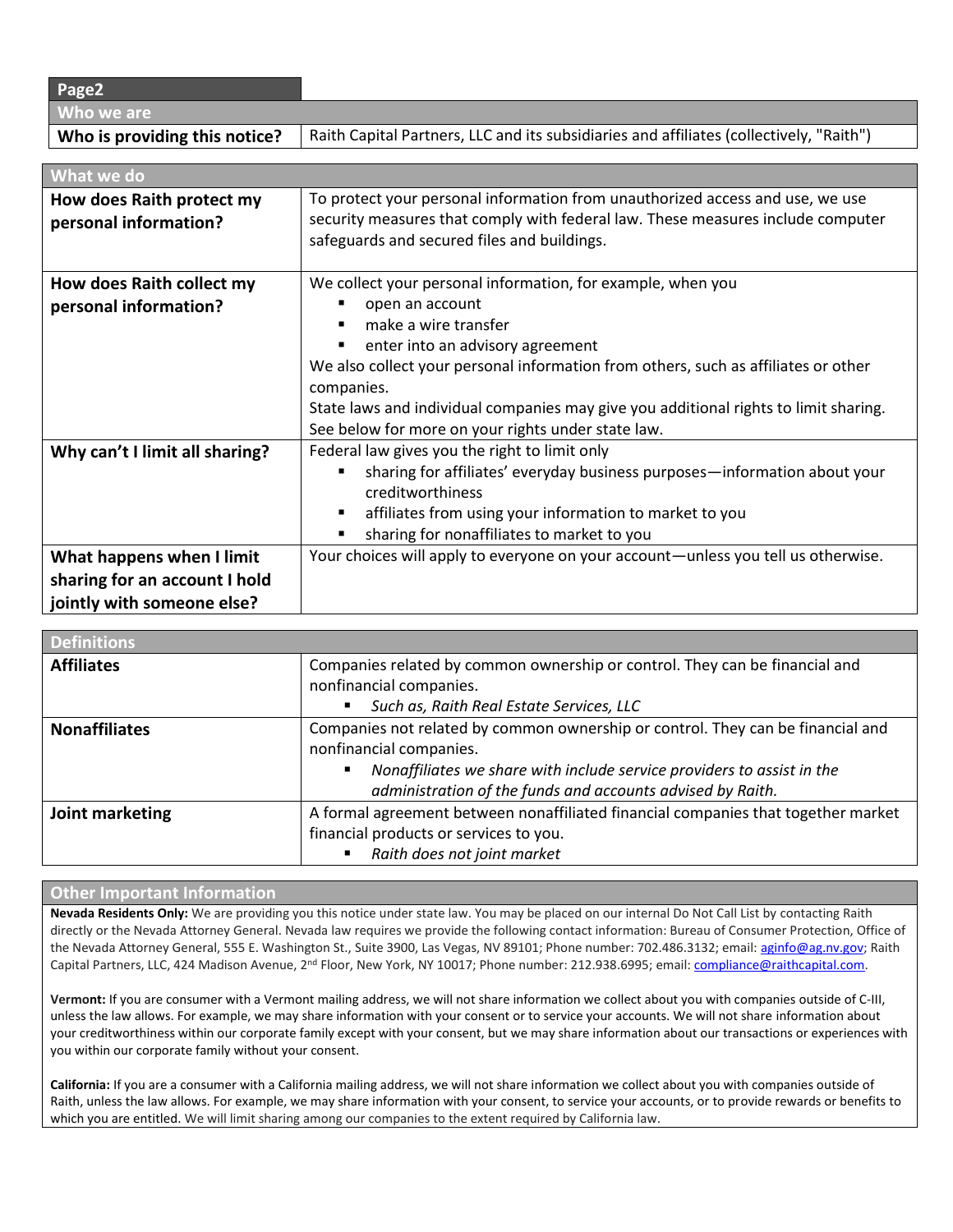| Page2 | |
|---|---|
| **Who we are** | |
| **Who is providing this notice?** | Raith Capital Partners, LLC and its subsidiaries and affiliates (collectively, "Raith") |

| **What we do** | |
|---|---|
| **How does Raith protect my personal information?** | To protect your personal information from unauthorized access and use, we use security measures that comply with federal law. These measures include computer safeguards and secured files and buildings. |
| **How does Raith collect my personal information?** | We collect your personal information, for example, when you<br>▪ open an account<br>▪ make a wire transfer<br>▪ enter into an advisory agreement<br>We also collect your personal information from others, such as affiliates or other companies.<br>State laws and individual companies may give you additional rights to limit sharing. See below for more on your rights under state law. |
| **Why can't I limit all sharing?** | Federal law gives you the right to limit only<br>▪ sharing for affiliates' everyday business purposes—information about your creditworthiness<br>▪ affiliates from using your information to market to you<br>▪ sharing for nonaffiliates to market to you |
| **What happens when I limit sharing for an account I hold jointly with someone else?** | Your choices will apply to everyone on your account—unless you tell us otherwise. |

| **Definitions** | |
|---|---|
| **Affiliates** | Companies related by common ownership or control. They can be financial and nonfinancial companies.<br>▪ *Such as, Raith Real Estate Services, LLC* |
| **Nonaffiliates** | Companies not related by common ownership or control. They can be financial and nonfinancial companies.<br>▪ *Nonaffiliates we share with include service providers to assist in the administration of the funds and accounts advised by Raith.* |
| **Joint marketing** | A formal agreement between nonaffiliated financial companies that together market financial products or services to you.<br>▪ *Raith does not joint market* |

## Other Important Information

**Nevada Residents Only:** We are providing you this notice under state law. You may be placed on our internal Do Not Call List by contacting Raith directly or the Nevada Attorney General. Nevada law requires we provide the following contact information: Bureau of Consumer Protection, Office of the Nevada Attorney General, 555 E. Washington St., Suite 3900, Las Vegas, NV 89101; Phone number: 702.486.3132; email: aginfo@ag.nv.gov; Raith Capital Partners, LLC, 424 Madison Avenue, 2nd Floor, New York, NY 10017; Phone number: 212.938.6995; email: compliance@raithcapital.com.

**Vermont:** If you are consumer with a Vermont mailing address, we will not share information we collect about you with companies outside of C-III, unless the law allows. For example, we may share information with your consent or to service your accounts. We will not share information about your creditworthiness within our corporate family except with your consent, but we may share information about our transactions or experiences with you within our corporate family without your consent.

**California:** If you are a consumer with a California mailing address, we will not share information we collect about you with companies outside of Raith, unless the law allows. For example, we may share information with your consent, to service your accounts, or to provide rewards or benefits to which you are entitled. We will limit sharing among our companies to the extent required by California law.